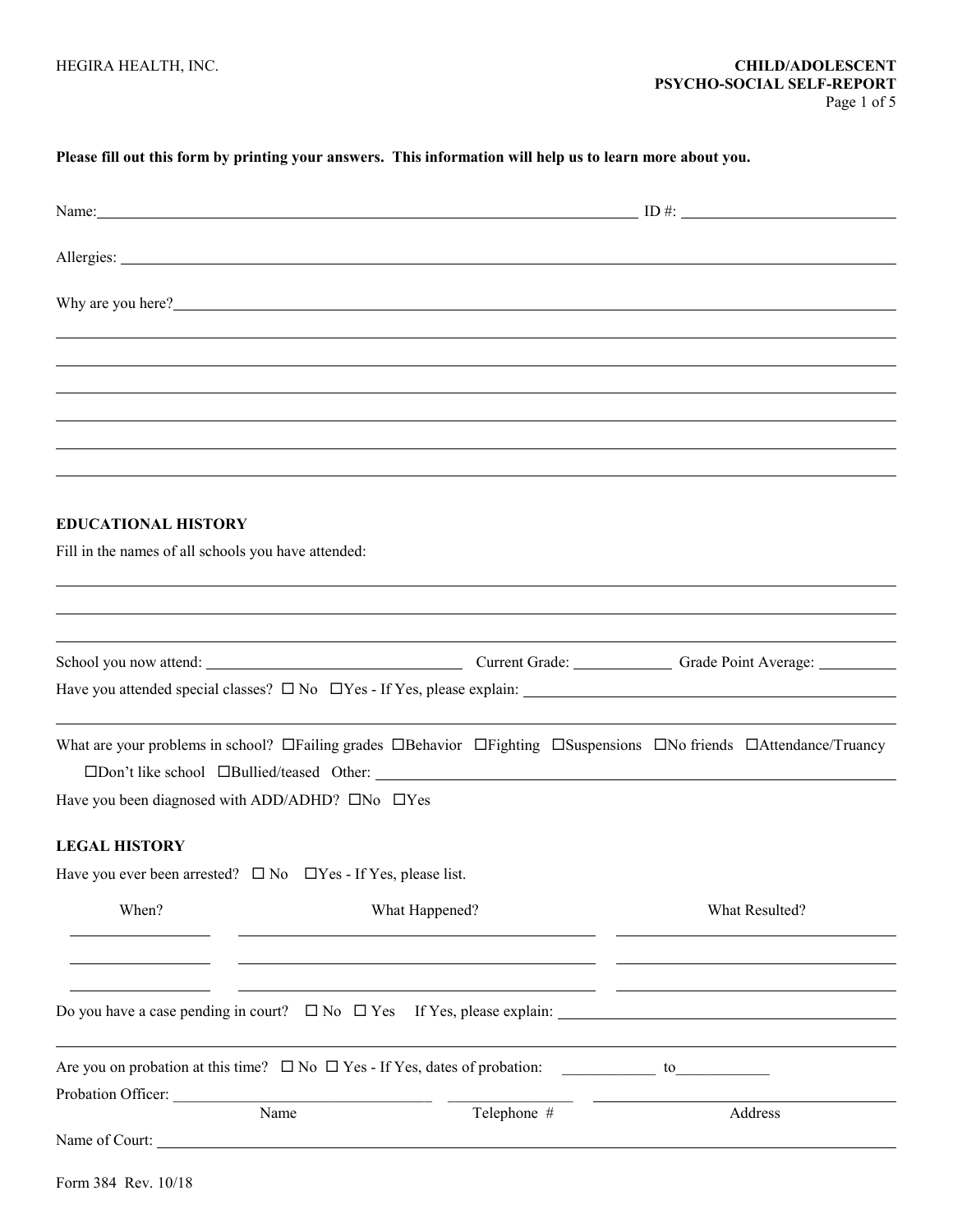HEGIRA HEALTH, INC.

**CHILD/ADOLESCENT PSYCHO-SOCIAL SELF-REPORT**

**Please fill out this form by printing your answers. This information will help us to learn more about you.**

Name: ______________________________ ID #: ______________

Allergies: ______________________________

Why are you here? ______________________________

______________________________

______________________________

______________________________

______________________________

______________________________

______________________________

## EDUCATIONAL HISTORY

Fill in the names of all schools you have attended:

______________________________

______________________________

______________________________

School you now attend: ______________ Current Grade: ________ Grade Point Average: ________

Have you attended special classes? ☐ No ☐ Yes - If Yes, please explain: ______________________________

______________________________

What are your problems in school? ☐ Failing grades ☐ Behavior ☐ Fighting ☐ Suspensions ☐ No friends ☐ Attendance/Truancy ☐ Don't like school ☐ Bullied/teased Other: ______________________________

Have you been diagnosed with ADD/ADHD? ☐ No ☐ Yes

## LEGAL HISTORY

Have you ever been arrested? ☐ No ☐ Yes - If Yes, please list.

| When? | What Happened? | What Resulted? |
|---|---|---|
| | | |
| | | |
| | | |

Do you have a case pending in court? ☐ No ☐ Yes If Yes, please explain: ______________________________

______________________________

Are you on probation at this time? ☐ No ☐ Yes - If Yes, dates of probation: ____________ to ____________

Probation Officer: ______________________ ______________ ______________________
Name Telephone # Address

Name of Court: ______________________________

Form 384 Rev. 10/18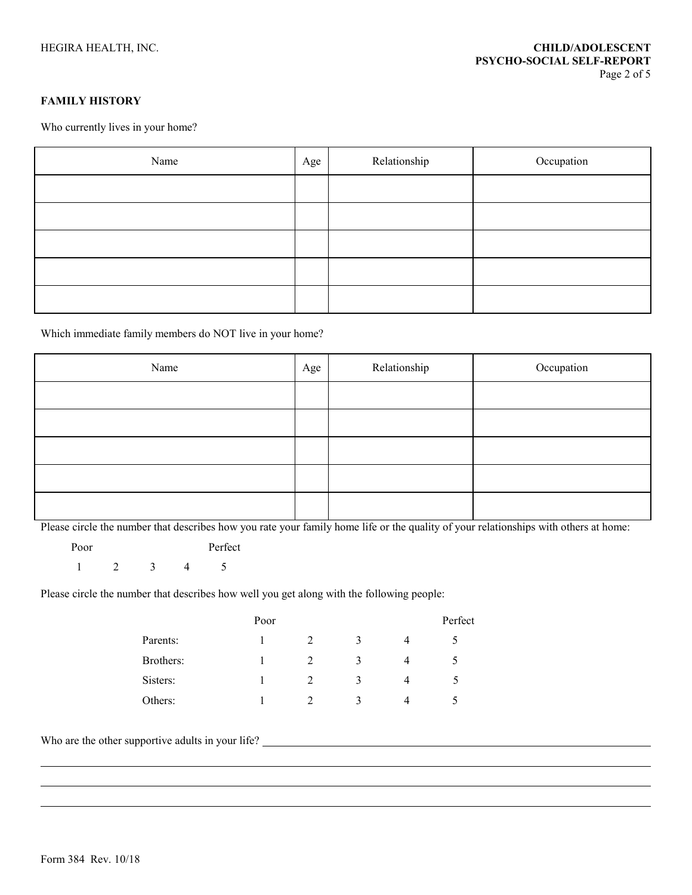## FAMILY HISTORY

Who currently lives in your home?

| Name | Age | Relationship | Occupation |
|---|---|---|---|
| | | | |
| | | | |
| | | | |
| | | | |
| | | | |

Which immediate family members do NOT live in your home?

| Name | Age | Relationship | Occupation |
|---|---|---|---|
| | | | |
| | | | |
| | | | |
| | | | |
| | | | |

Please circle the number that describes how you rate your family home life or the quality of your relationships with others at home:

Poor                    Perfect

1    2    3    4    5

Please circle the number that describes how well you get along with the following people:

| | Poor | | | | Perfect |
|---|---|---|---|---|---|
| Parents: | 1 | 2 | 3 | 4 | 5 |
| Brothers: | 1 | 2 | 3 | 4 | 5 |
| Sisters: | 1 | 2 | 3 | 4 | 5 |
| Others: | 1 | 2 | 3 | 4 | 5 |

Who are the other supportive adults in your life? ______________________________________________

__________________________________________________________________________________

__________________________________________________________________________________

__________________________________________________________________________________

Form 384 Rev. 10/18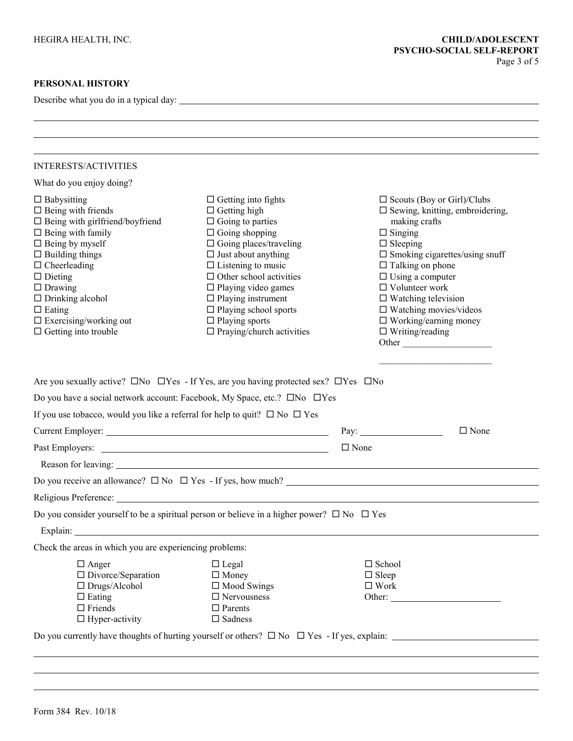## PERSONAL HISTORY

Describe what you do in a typical day: ______________________________________________

______________________________________________

______________________________________________

______________________________________________

INTERESTS/ACTIVITIES

What do you enjoy doing?

- ☐ Babysitting
- ☐ Being with friends
- ☐ Being with girlfriend/boyfriend
- ☐ Being with family
- ☐ Being by myself
- ☐ Building things
- ☐ Cheerleading
- ☐ Dieting
- ☐ Drawing
- ☐ Drinking alcohol
- ☐ Eating
- ☐ Exercising/working out
- ☐ Getting into trouble
- ☐ Getting into fights
- ☐ Getting high
- ☐ Going to parties
- ☐ Going shopping
- ☐ Going places/traveling
- ☐ Just about anything
- ☐ Listening to music
- ☐ Other school activities
- ☐ Playing video games
- ☐ Playing instrument
- ☐ Playing school sports
- ☐ Playing sports
- ☐ Praying/church activities
- ☐ Scouts (Boy or Girl)/Clubs
- ☐ Sewing, knitting, embroidering, making crafts
- ☐ Singing
- ☐ Sleeping
- ☐ Smoking cigarettes/using snuff
- ☐ Talking on phone
- ☐ Using a computer
- ☐ Volunteer work
- ☐ Watching television
- ☐ Watching movies/videos
- ☐ Working/earning money
- ☐ Writing/reading
- Other ____________________

Are you sexually active? ☐No ☐Yes - If Yes, are you having protected sex? ☐Yes ☐No

Do you have a social network account: Facebook, My Space, etc.? ☐No ☐Yes

If you use tobacco, would you like a referral for help to quit? ☐ No ☐ Yes

Current Employer: ______________________ Pay: __________ ☐ None

Past Employers: ______________________ ☐ None

Reason for leaving: ______________________

Do you receive an allowance? ☐ No ☐ Yes - If yes, how much? ______________________

Religious Preference: ______________________

Do you consider yourself to be a spiritual person or believe in a higher power? ☐ No ☐ Yes

Explain: ______________________

Check the areas in which you are experiencing problems:

- ☐ Anger
- ☐ Divorce/Separation
- ☐ Drugs/Alcohol
- ☐ Eating
- ☐ Friends
- ☐ Hyper-activity
- ☐ Legal
- ☐ Money
- ☐ Mood Swings
- ☐ Nervousness
- ☐ Parents
- ☐ Sadness
- ☐ School
- ☐ Sleep
- ☐ Work
- Other: ____________________

Do you currently have thoughts of hurting yourself or others? ☐ No ☐ Yes - If yes, explain: ______________________

______________________________________________

______________________________________________

______________________________________________

Form 384 Rev. 10/18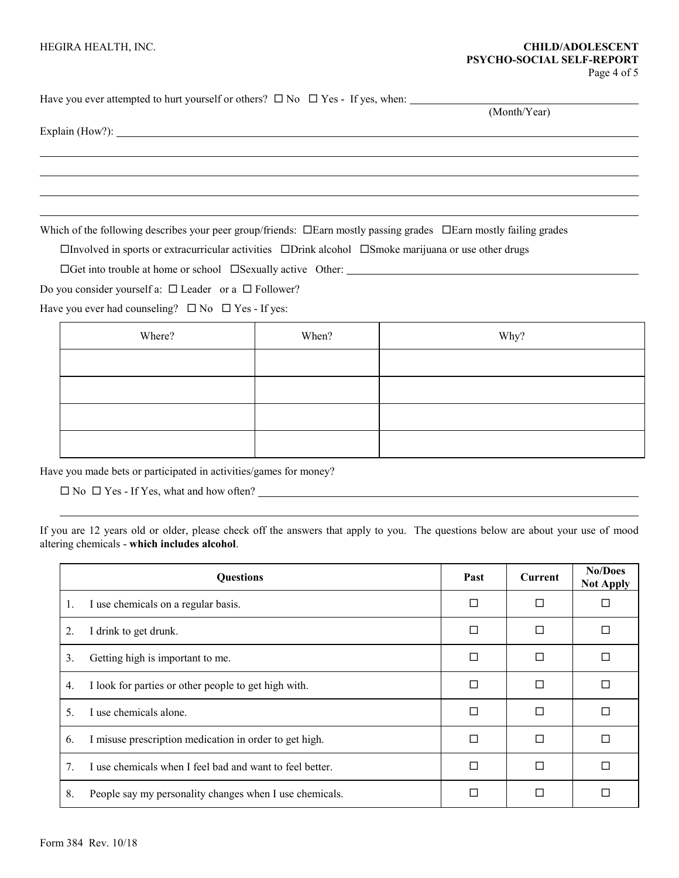Have you ever attempted to hurt yourself or others? ☐ No ☐ Yes - If yes, when: ____________________
(Month/Year)

Explain (How?): ____________________

____________________

____________________

____________________

____________________

Which of the following describes your peer group/friends: ☐Earn mostly passing grades ☐Earn mostly failing grades

☐Involved in sports or extracurricular activities ☐Drink alcohol ☐Smoke marijuana or use other drugs

☐Get into trouble at home or school ☐Sexually active Other: ____________________

Do you consider yourself a: ☐ Leader or a ☐ Follower?

Have you ever had counseling? ☐ No ☐ Yes - If yes:

| Where? | When? | Why? |
|---|---|---|
| | | |
| | | |
| | | |
| | | |

Have you made bets or participated in activities/games for money?

☐ No ☐ Yes - If Yes, what and how often? ____________________

____________________

If you are 12 years old or older, please check off the answers that apply to you. The questions below are about your use of mood altering chemicals - **which includes alcohol**.

| Questions | Past | Current | No/Does Not Apply |
|---|---|---|---|
| 1. I use chemicals on a regular basis. | ☐ | ☐ | ☐ |
| 2. I drink to get drunk. | ☐ | ☐ | ☐ |
| 3. Getting high is important to me. | ☐ | ☐ | ☐ |
| 4. I look for parties or other people to get high with. | ☐ | ☐ | ☐ |
| 5. I use chemicals alone. | ☐ | ☐ | ☐ |
| 6. I misuse prescription medication in order to get high. | ☐ | ☐ | ☐ |
| 7. I use chemicals when I feel bad and want to feel better. | ☐ | ☐ | ☐ |
| 8. People say my personality changes when I use chemicals. | ☐ | ☐ | ☐ |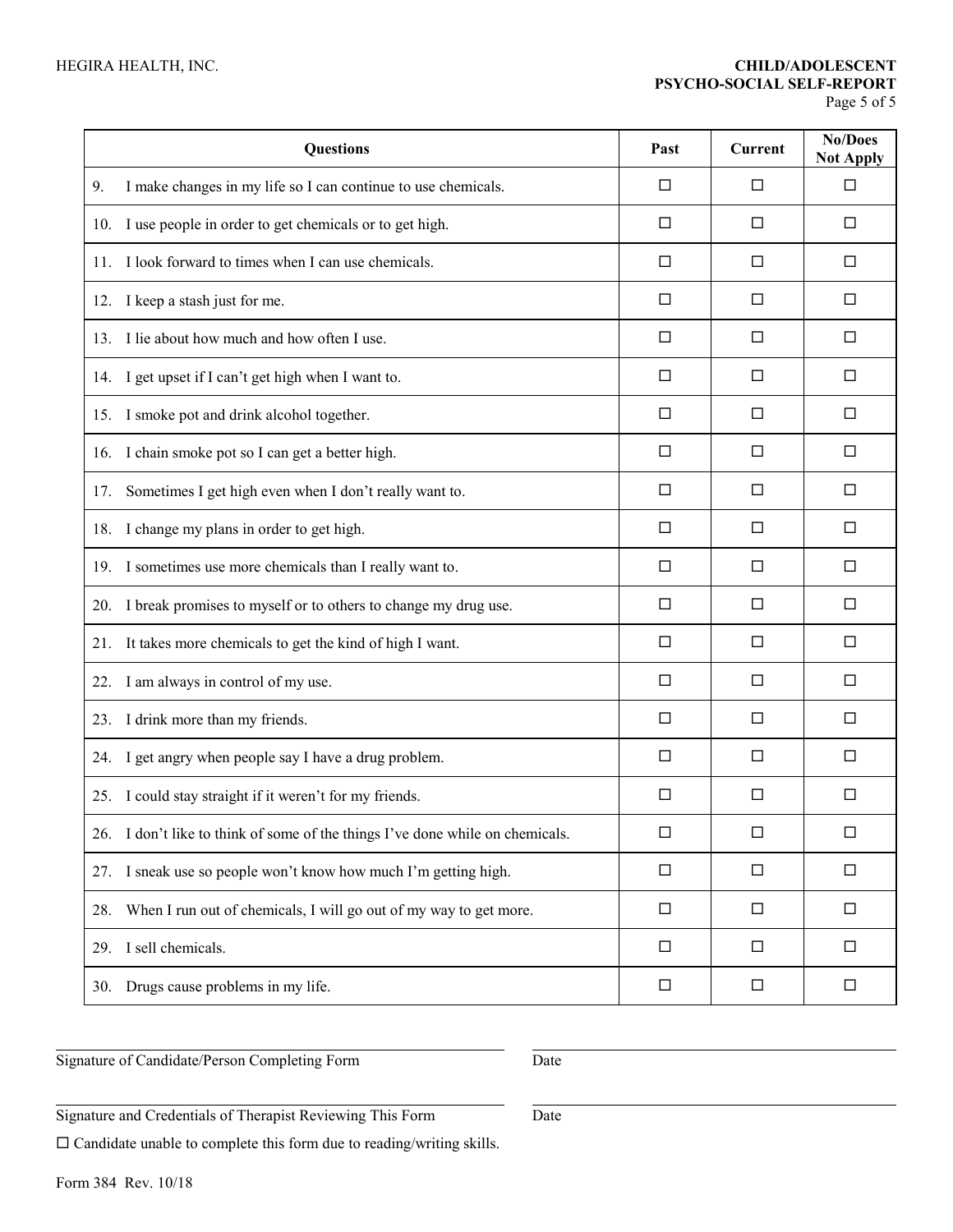| Questions | Past | Current | No/Does Not Apply |
|---|---|---|---|
| 9. I make changes in my life so I can continue to use chemicals. | ☐ | ☐ | ☐ |
| 10. I use people in order to get chemicals or to get high. | ☐ | ☐ | ☐ |
| 11. I look forward to times when I can use chemicals. | ☐ | ☐ | ☐ |
| 12. I keep a stash just for me. | ☐ | ☐ | ☐ |
| 13. I lie about how much and how often I use. | ☐ | ☐ | ☐ |
| 14. I get upset if I can't get high when I want to. | ☐ | ☐ | ☐ |
| 15. I smoke pot and drink alcohol together. | ☐ | ☐ | ☐ |
| 16. I chain smoke pot so I can get a better high. | ☐ | ☐ | ☐ |
| 17. Sometimes I get high even when I don't really want to. | ☐ | ☐ | ☐ |
| 18. I change my plans in order to get high. | ☐ | ☐ | ☐ |
| 19. I sometimes use more chemicals than I really want to. | ☐ | ☐ | ☐ |
| 20. I break promises to myself or to others to change my drug use. | ☐ | ☐ | ☐ |
| 21. It takes more chemicals to get the kind of high I want. | ☐ | ☐ | ☐ |
| 22. I am always in control of my use. | ☐ | ☐ | ☐ |
| 23. I drink more than my friends. | ☐ | ☐ | ☐ |
| 24. I get angry when people say I have a drug problem. | ☐ | ☐ | ☐ |
| 25. I could stay straight if it weren't for my friends. | ☐ | ☐ | ☐ |
| 26. I don't like to think of some of the things I've done while on chemicals. | ☐ | ☐ | ☐ |
| 27. I sneak use so people won't know how much I'm getting high. | ☐ | ☐ | ☐ |
| 28. When I run out of chemicals, I will go out of my way to get more. | ☐ | ☐ | ☐ |
| 29. I sell chemicals. | ☐ | ☐ | ☐ |
| 30. Drugs cause problems in my life. | ☐ | ☐ | ☐ |

______________________________ Signature of Candidate/Person Completing Form

______________________________ Date

______________________________ Signature and Credentials of Therapist Reviewing This Form

______________________________ Date

☐ Candidate unable to complete this form due to reading/writing skills.

Form 384 Rev. 10/18